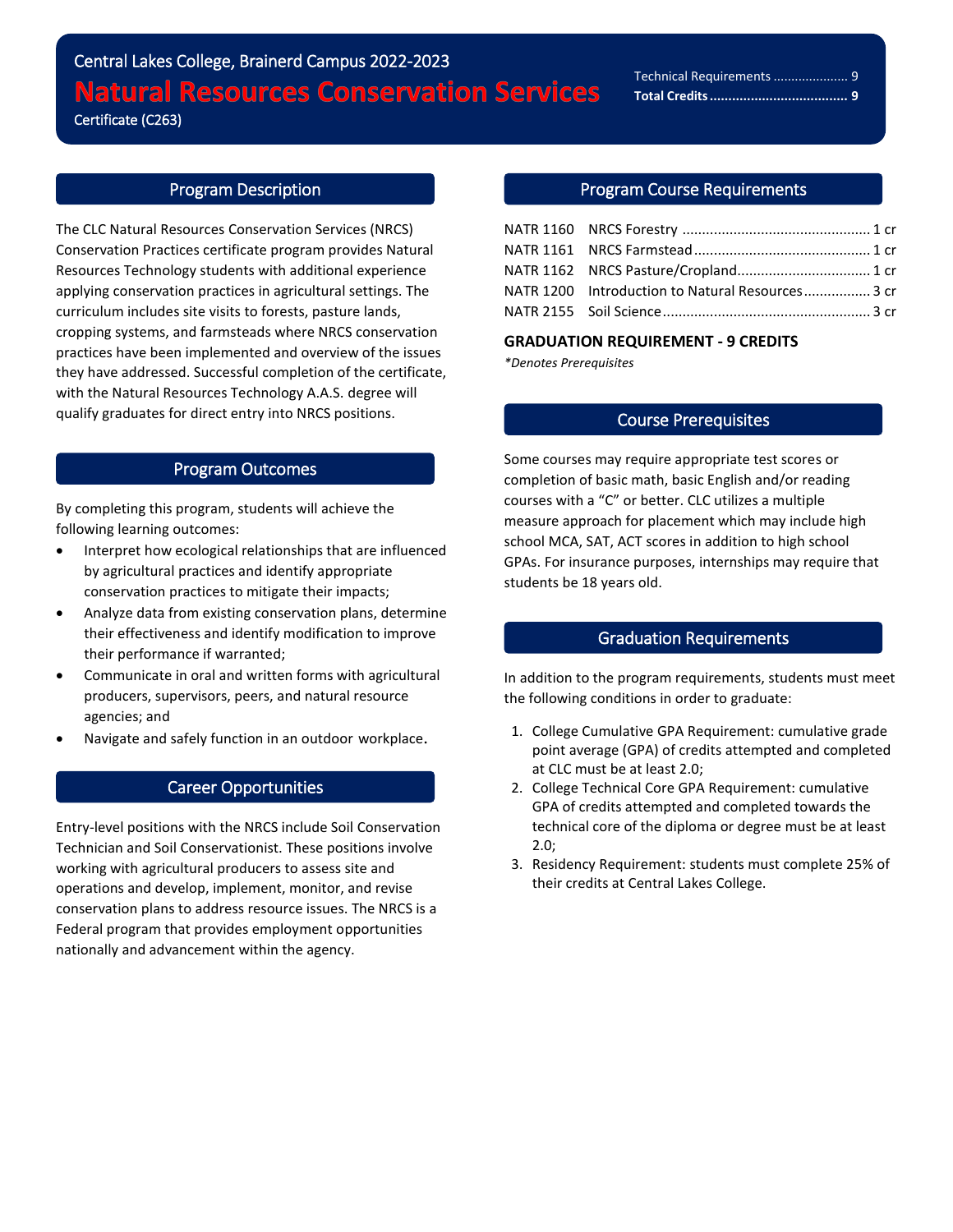Central Lakes College, Brainerd Campus 2022-2023

# Natural Resources Conservation Services

Certificate (C263)

| | |
|---|---|
| Technical Requirements | 9 |
| **Total Credits** | **9** |

## Program Description

The CLC Natural Resources Conservation Services (NRCS) Conservation Practices certificate program provides Natural Resources Technology students with additional experience applying conservation practices in agricultural settings. The curriculum includes site visits to forests, pasture lands, cropping systems, and farmsteads where NRCS conservation practices have been implemented and overview of the issues they have addressed. Successful completion of the certificate, with the Natural Resources Technology A.A.S. degree will qualify graduates for direct entry into NRCS positions.

## Program Outcomes

By completing this program, students will achieve the following learning outcomes:

- Interpret how ecological relationships that are influenced by agricultural practices and identify appropriate conservation practices to mitigate their impacts;
- Analyze data from existing conservation plans, determine their effectiveness and identify modification to improve their performance if warranted;
- Communicate in oral and written forms with agricultural producers, supervisors, peers, and natural resource agencies; and
- Navigate and safely function in an outdoor workplace.

## Career Opportunities

Entry-level positions with the NRCS include Soil Conservation Technician and Soil Conservationist. These positions involve working with agricultural producers to assess site and operations and develop, implement, monitor, and revise conservation plans to address resource issues. The NRCS is a Federal program that provides employment opportunities nationally and advancement within the agency.

## Program Course Requirements

| | | |
|---|---|---|
| NATR 1160 | NRCS Forestry | 1 cr |
| NATR 1161 | NRCS Farmstead | 1 cr |
| NATR 1162 | NRCS Pasture/Cropland | 1 cr |
| NATR 1200 | Introduction to Natural Resources | 3 cr |
| NATR 2155 | Soil Science | 3 cr |

**GRADUATION REQUIREMENT - 9 CREDITS**

*\*Denotes Prerequisites*

## Course Prerequisites

Some courses may require appropriate test scores or completion of basic math, basic English and/or reading courses with a "C" or better. CLC utilizes a multiple measure approach for placement which may include high school MCA, SAT, ACT scores in addition to high school GPAs. For insurance purposes, internships may require that students be 18 years old.

## Graduation Requirements

In addition to the program requirements, students must meet the following conditions in order to graduate:

1. College Cumulative GPA Requirement: cumulative grade point average (GPA) of credits attempted and completed at CLC must be at least 2.0;
2. College Technical Core GPA Requirement: cumulative GPA of credits attempted and completed towards the technical core of the diploma or degree must be at least 2.0;
3. Residency Requirement: students must complete 25% of their credits at Central Lakes College.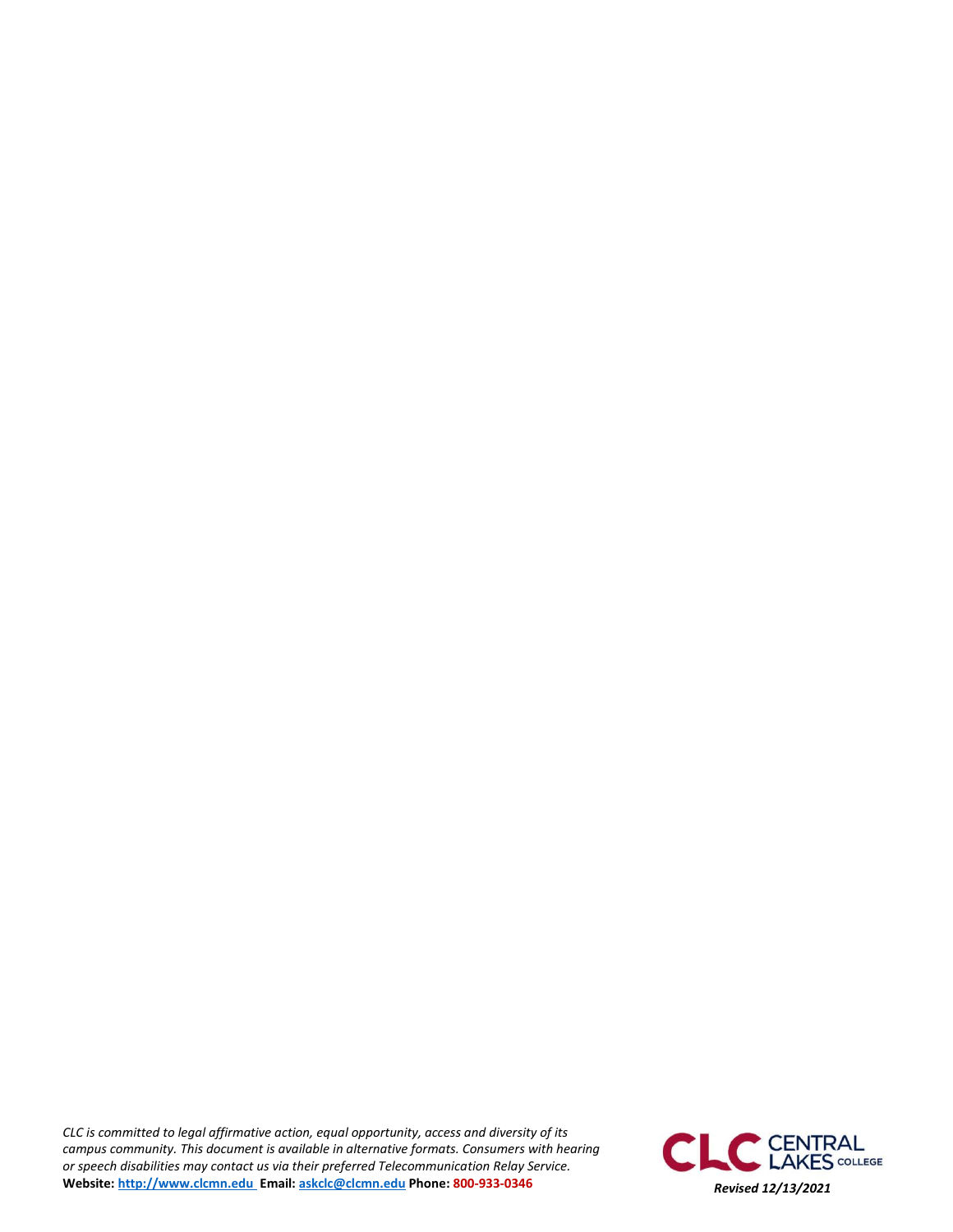*CLC is committed to legal affirmative action, equal opportunity, access and diversity of its campus community. This document is available in alternative formats. Consumers with hearing or speech disabilities may contact us via their preferred Telecommunication Relay Service.*

**Website:** [http://www.clcmn.edu](http://www.clcmn.edu) **Email:** [askclc@clcmn.edu](mailto:askclc@clcmn.edu) **Phone: 800-933-0346**

CLC CENTRAL LAKES COLLEGE

***Revised 12/13/2021***